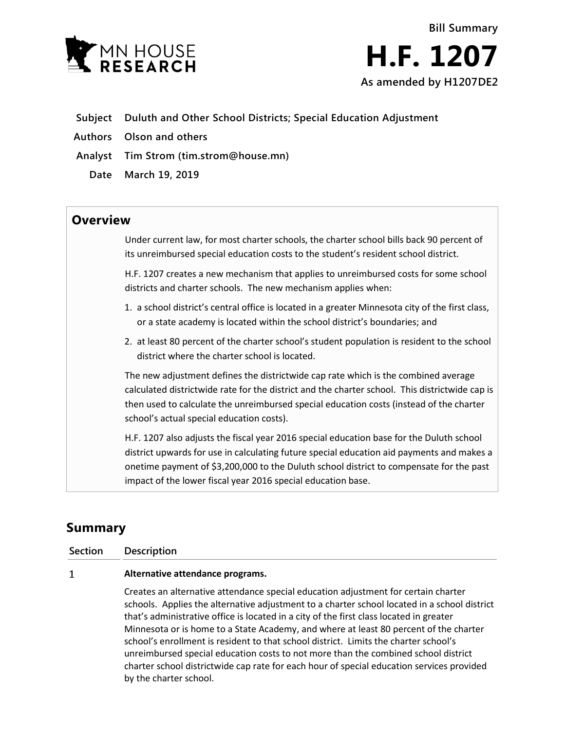MN HOUSE RESEARCH

**Bill Summary**

# H.F. 1207

**As amended by H1207DE2**

| | |
|---|---|
| **Subject** | **Duluth and Other School Districts; Special Education Adjustment** |
| **Authors** | **Olson and others** |
| **Analyst** | **Tim Strom (tim.strom@house.mn)** |
| **Date** | **March 19, 2019** |

## Overview

Under current law, for most charter schools, the charter school bills back 90 percent of its unreimbursed special education costs to the student's resident school district.

H.F. 1207 creates a new mechanism that applies to unreimbursed costs for some school districts and charter schools. The new mechanism applies when:

1. a school district's central office is located in a greater Minnesota city of the first class, or a state academy is located within the school district's boundaries; and
2. at least 80 percent of the charter school's student population is resident to the school district where the charter school is located.

The new adjustment defines the districtwide cap rate which is the combined average calculated districtwide rate for the district and the charter school. This districtwide cap is then used to calculate the unreimbursed special education costs (instead of the charter school's actual special education costs).

H.F. 1207 also adjusts the fiscal year 2016 special education base for the Duluth school district upwards for use in calculating future special education aid payments and makes a onetime payment of $3,200,000 to the Duluth school district to compensate for the past impact of the lower fiscal year 2016 special education base.

## Summary

| Section | Description |
|---|---|
| 1 | **Alternative attendance programs.**<br><br>Creates an alternative attendance special education adjustment for certain charter schools. Applies the alternative adjustment to a charter school located in a school district that's administrative office is located in a city of the first class located in greater Minnesota or is home to a State Academy, and where at least 80 percent of the charter school's enrollment is resident to that school district. Limits the charter school's unreimbursed special education costs to not more than the combined school district charter school districtwide cap rate for each hour of special education services provided by the charter school. |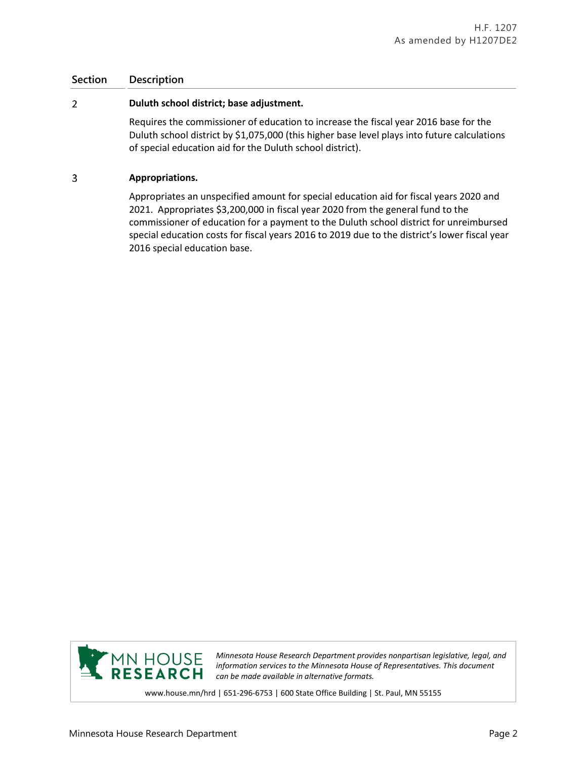| Section | Description |
|---|---|
| 2 | **Duluth school district; base adjustment.**<br><br>Requires the commissioner of education to increase the fiscal year 2016 base for the Duluth school district by $1,075,000 (this higher base level plays into future calculations of special education aid for the Duluth school district). |
| 3 | **Appropriations.**<br><br>Appropriates an unspecified amount for special education aid for fiscal years 2020 and 2021. Appropriates $3,200,000 in fiscal year 2020 from the general fund to the commissioner of education for a payment to the Duluth school district for unreimbursed special education costs for fiscal years 2016 to 2019 due to the district's lower fiscal year 2016 special education base. |

MN HOUSE RESEARCH

*Minnesota House Research Department provides nonpartisan legislative, legal, and information services to the Minnesota House of Representatives. This document can be made available in alternative formats.*

www.house.mn/hrd | 651-296-6753 | 600 State Office Building | St. Paul, MN 55155